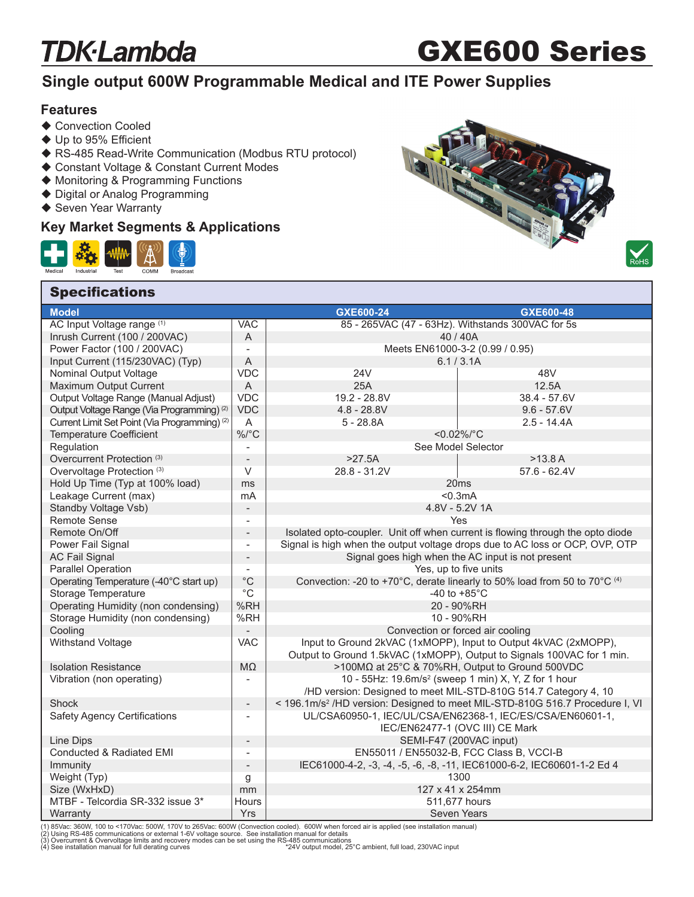# TDK·Lambda GXE600 Series

## Single output 600W Programmable Medical and ITE Power Supplies

### Features

- Convection Cooled
- Up to 95% Efficient
- RS-485 Read-Write Communication (Modbus RTU protocol)
- Constant Voltage & Constant Current Modes
- Monitoring & Programming Functions
- Digital or Analog Programming
- Seven Year Warranty

### Key Market Segments & Applications

Medical, Industrial, Test, COMM, Broadcast

RoHS

## Specifications

| Model | | GXE600-24 | GXE600-48 |
|---|---|---|---|
| AC Input Voltage range (1) | VAC | 85 - 265VAC (47 - 63Hz). Withstands 300VAC for 5s | |
| Inrush Current (100 / 200VAC) | A | 40 / 40A | |
| Power Factor (100 / 200VAC) | - | Meets EN61000-3-2 (0.99 / 0.95) | |
| Input Current (115/230VAC) (Typ) | A | 6.1 / 3.1A | |
| Nominal Output Voltage | VDC | 24V | 48V |
| Maximum Output Current | A | 25A | 12.5A |
| Output Voltage Range (Manual Adjust) | VDC | 19.2 - 28.8V | 38.4 - 57.6V |
| Output Voltage Range (Via Programming) (2) | VDC | 4.8 - 28.8V | 9.6 - 57.6V |
| Current Limit Set Point (Via Programming) (2) | A | 5 - 28.8A | 2.5 - 14.4A |
| Temperature Coefficient | %/°C | <0.02%/°C | |
| Regulation | - | See Model Selector | |
| Overcurrent Protection (3) | - | >27.5A | >13.8 A |
| Overvoltage Protection (3) | V | 28.8 - 31.2V | 57.6 - 62.4V |
| Hold Up Time (Typ at 100% load) | ms | 20ms | |
| Leakage Current (max) | mA | <0.3mA | |
| Standby Voltage Vsb) | - | 4.8V - 5.2V 1A | |
| Remote Sense | - | Yes | |
| Remote On/Off | - | Isolated opto-coupler. Unit off when current is flowing through the opto diode | |
| Power Fail Signal | - | Signal is high when the output voltage drops due to AC loss or OCP, OVP, OTP | |
| AC Fail Signal | - | Signal goes high when the AC input is not present | |
| Parallel Operation | - | Yes, up to five units | |
| Operating Temperature (-40°C start up) | °C | Convection: -20 to +70°C, derate linearly to 50% load from 50 to 70°C (4) | |
| Storage Temperature | °C | -40 to +85°C | |
| Operating Humidity (non condensing) | %RH | 20 - 90%RH | |
| Storage Humidity (non condensing) | %RH | 10 - 90%RH | |
| Cooling | - | Convection or forced air cooling | |
| Withstand Voltage | VAC | Input to Ground 2kVAC (1xMOPP), Input to Output 4kVAC (2xMOPP), Output to Ground 1.5kVAC (1xMOPP), Output to Signals 100VAC for 1 min. | |
| Isolation Resistance | MΩ | >100MΩ at 25°C & 70%RH, Output to Ground 500VDC | |
| Vibration (non operating) | - | 10 - 55Hz: 19.6m/s² (sweep 1 min) X, Y, Z for 1 hour /HD version: Designed to meet MIL-STD-810G 514.7 Category 4, 10 | |
| Shock | - | < 196.1m/s² /HD version: Designed to meet MIL-STD-810G 516.7 Procedure I, VI | |
| Safety Agency Certifications | - | UL/CSA60950-1, IEC/UL/CSA/EN62368-1, IEC/ES/CSA/EN60601-1, IEC/EN62477-1 (OVC III) CE Mark | |
| Line Dips | - | SEMI-F47 (200VAC input) | |
| Conducted & Radiated EMI | - | EN55011 / EN55032-B, FCC Class B, VCCI-B | |
| Immunity | - | IEC61000-4-2, -3, -4, -5, -6, -8, -11, IEC61000-6-2, IEC60601-1-2 Ed 4 | |
| Weight (Typ) | g | 1300 | |
| Size (WxHxD) | mm | 127 x 41 x 254mm | |
| MTBF - Telcordia SR-332 issue 3* | Hours | 511,677 hours | |
| Warranty | Yrs | Seven Years | |

(1) 85Vac: 360W, 100 to <170Vac: 500W, 170V to 265Vac: 600W (Convection cooled). 600W when forced air is applied (see installation manual)
(2) Using RS-485 communications or external 1-6V voltage source. See installation manual for details
(3) Overcurrent & Overvoltage limits and recovery modes can be set using the RS-485 communications
(4) See installation manual for full derating curves

*24V output model, 25°C ambient, full load, 230VAC input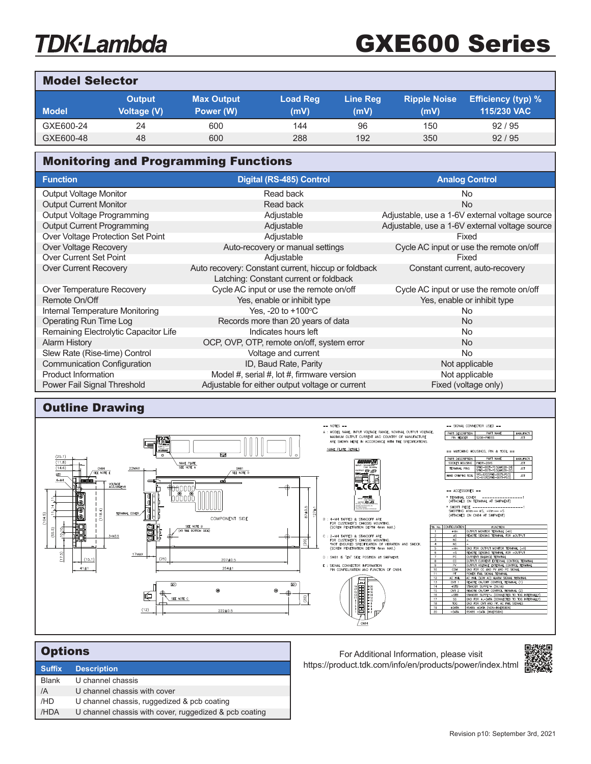# TDK-Lambda GXE600 Series

## Model Selector

| Model | Output Voltage (V) | Max Output Power (W) | Load Reg (mV) | Line Reg (mV) | Ripple Noise (mV) | Efficiency (typ) % 115/230 VAC |
|---|---|---|---|---|---|---|
| GXE600-24 | 24 | 600 | 144 | 96 | 150 | 92 / 95 |
| GXE600-48 | 48 | 600 | 288 | 192 | 350 | 92 / 95 |

## Monitoring and Programming Functions

| Function | Digital (RS-485) Control | Analog Control |
|---|---|---|
| Output Voltage Monitor | Read back | No |
| Output Current Monitor | Read back | No |
| Output Voltage Programming | Adjustable | Adjustable, use a 1-6V external voltage source |
| Output Current Programming | Adjustable | Adjustable, use a 1-6V external voltage source |
| Over Voltage Protection Set Point | Adjustable | Fixed |
| Over Voltage Recovery | Auto-recovery or manual settings | Cycle AC input or use the remote on/off |
| Over Current Set Point | Adjustable | Fixed |
| Over Current Recovery | Auto recovery: Constant current, hiccup or foldback<br>Latching: Constant current or foldback | Constant current, auto-recovery |
| Over Temperature Recovery | Cycle AC input or use the remote on/off | Cycle AC input or use the remote on/off |
| Remote On/Off | Yes, enable or inhibit type | Yes, enable or inhibit type |
| Internal Temperature Monitoring | Yes, -20 to +100°C | No |
| Operating Run Time Log | Records more than 20 years of data | No |
| Remaining Electrolytic Capacitor Life | Indicates hours left | No |
| Alarm History | OCP, OVP, OTP, remote on/off, system error | No |
| Slew Rate (Rise-time) Control | Voltage and current | No |
| Communication Configuration | ID, Baud Rate, Parity | Not applicable |
| Product Information | Model #, serial #, lot #, firmware version | Not applicable |
| Power Fail Signal Threshold | Adjustable for either output voltage or current | Fixed (voltage only) |

## Outline Drawing

-- NOTES --

A : MODEL NAME, INPUT VOLTAGE RANGE, NOMINAL OUTPUT VOLTAGE, MAXIMUM OUTPUT CURRENT AND COUNTRY OF MANUFACTURE ARE SHOWN HERE IN ACCORDANCE WITH THE SPECIFICATIONS.

B : 4-M4 TAPPED & STANDOFF ARE FOR CUSTOMER'S CHASSIS MOUNTING. (SCREW PENETRATION DEPTH 4mm MAX.)

C : 2-M4 TAPPED & STANDOFF ARE FOR CUSTOMER'S CHASSIS MOUNTING. *NOT ENSURED SPECIFICATION OF VIBRATION AND SHOCK. (SCREW PENETRATION DEPTH 4mm MAX.)

D : SW81 IS "EN" SIDE POSITION AT SHIPMENT.

E : SIGNAL CONNECTOR INFORMATION PIN CONFIGURATION AND FUNCTION OF CN84.

-- SIGNAL CONNECTOR USED --

| PART DESCRIPTION | PART NAME | MANUFACT. |
|---|---|---|
| PIN HEADER | S20B-PHDSS | JST |

== MATCHING HOUSINGS, PIN & TOOL ==

| PART DESCRIPTION | PART NAME | MANUFACT. |
|---|---|---|
| SOCKET HOUSING | PHDR-20VS | JST |
| TERMINAL PINS | SPHD-002T-P0.5(AWG28-24)<br>SPHD-001T-P0.5(AWG26-22) | JST |
| HAND CRIMPING TOOL | YRS-620(SPHD-002T-P0.5)<br>YC-610R(SPHD-001T-P0.5) | JST |

-- ACCESSORIES --

* TERMINAL COVER ---------- 1 (ATTACHED ON TERMINAL AT SHIPMENT)
* SHORT PIECE ---------- 1 SHORTING +Vm — +S, −Vm — −S (ATTACHED ON CN84 AT SHIPMENT)

| Pin No. | CONFIGURATION | FUNCTION |
|---|---|---|
| 1 | +Vm | OUTPUT MONITOR TERMINAL (+V) |
| 2 | +S | REMOTE SENSING TERMINAL FOR +OUTPUT |
| 3 | NC | - |
| 4 | NC | - |
| 5 | −Vm | GND FOR OUTPUT MONITOR TERMINAL (−V) |
| 6 | −S | REMOTE SENSING TERMINAL FOR −OUTPUT |
| 7 | PC | CURRENT BALANCE TERMINAL |
| 8 | CC | OUTPUT CURRENT EXTERNAL CONTROL TERMINAL |
| 9 | PV | OUTPUT VOLTAGE EXTERNAL CONTROL TERMINAL |
| 10 | COM | GND FOR CC AND PV AND PC SIGNAL |
| 11 | PF | POWER FAIL SIGNAL TERMINAL |
| 12 | AC FAIL | AC FAIL (LOW AC) ALARM SIGNAL TERMINAL |
| 13 | CNT 1 | REMOTE ON/OFF CONTROL TERMINAL (1) |
| 14 | +STB | STANDBY SUPPLY+ (5V,1A) |
| 15 | CNT 2 | REMOTE ON/OFF CONTROL TERMINAL (2) |
| 16 | −STB | STANDBY SUPPLY− (CONNECTED TO TOG INTERNALLY) |
| 17 | SG | GND FOR +,−DATA (CONNECTED TO TOG INTERNALLY) |
| 18 | TOG | GND FOR CNT AND PF, AC FAIL SIGNALS |
| 19 | +DATA | RS485 +DATA (NON-INVERSION) |
| 20 | −DATA | RS485 −DATA (INVERSION) |

## Options

| Suffix | Description |
|---|---|
| Blank | U channel chassis |
| /A | U channel chassis with cover |
| /HD | U channel chassis, ruggedized & pcb coating |
| /HDA | U channel chassis with cover, ruggedized & pcb coating |

For Additional Information, please visit
https://product.tdk.com/info/en/products/power/index.html

Revision p10: September 3rd, 2021